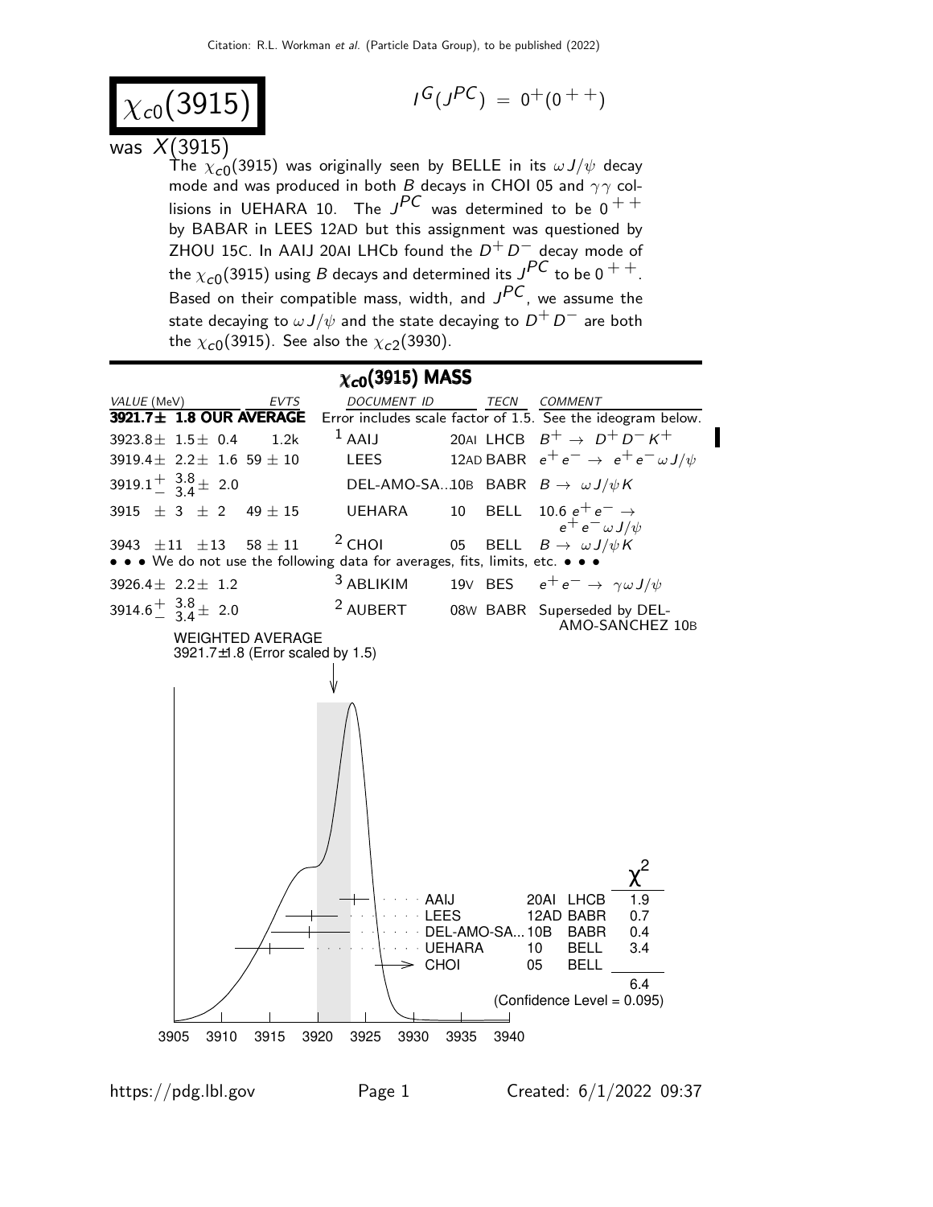# $\chi_{c0}(3915)$

$I^G(J^{PC}) = 0^+(0^{++})$

was $X(3915)$

The $\chi_{c0}(3915)$ was originally seen by BELLE in its $\omega J/\psi$ decay mode and was produced in both $B$ decays in CHOI 05 and $\gamma\gamma$ collisions in UEHARA 10. The $J^{PC}$ was determined to be $0^{++}$ by BABAR in LEES 12AD but this assignment was questioned by ZHOU 15C. In AAIJ 20AI LHCb found the $D^+ D^-$ decay mode of the $\chi_{c0}(3915)$ using $B$ decays and determined its $J^{PC}$ to be $0^{++}$. Based on their compatible mass, width, and $J^{PC}$, we assume the state decaying to $\omega J/\psi$ and the state decaying to $D^+ D^-$ are both the $\chi_{c0}(3915)$. See also the $\chi_{c2}(3930)$.

## $\chi_{c0}(3915)$ MASS

| VALUE (MeV) | EVTS | DOCUMENT ID | | TECN | COMMENT |
|---|---|---|---|---|---|
| **3921.7 ± 1.8 OUR AVERAGE** | | Error includes scale factor of 1.5. See the ideogram below. | | | |
| $3923.8 \pm 1.5 \pm 0.4$ | 1.2k | [1] AAIJ | 20AI | LHCB | $B^+ \to D^+ D^- K^+$ |
| $3919.4 \pm 2.2 \pm 1.6$ | $59 \pm 10$ | LEES | 12AD | BABR | $e^+ e^- \to e^+ e^- \omega J/\psi$ |
| $3919.1^{+3.8}_{-3.4} \pm 2.0$ | | DEL-AMO-SA... | 10B | BABR | $B \to \omega J/\psi K$ |
| $3915 \pm 3 \pm 2$ | $49 \pm 15$ | UEHARA | 10 | BELL | $10.6\ e^+ e^- \to e^+ e^- \omega J/\psi$ |
| $3943 \pm 11 \pm 13$ | $58 \pm 11$ | [2] CHOI | 05 | BELL | $B \to \omega J/\psi K$ |
| • • • We do not use the following data for averages, fits, limits, etc. • • • | | | | | |
| $3926.4 \pm 2.2 \pm 1.2$ | | [3] ABLIKIM | 19V | BES | $e^+ e^- \to \gamma \omega J/\psi$ |
| $3914.6^{+3.8}_{-3.4} \pm 2.0$ | | [2] AUBERT | 08W | BABR | Superseded by DEL-AMO-SANCHEZ 10B |

WEIGHTED AVERAGE
3921.7±1.8 (Error scaled by 1.5)

| | | | $\chi^2$ |
|---|---|---|---|
| AAIJ | 20AI | LHCB | 1.9 |
| LEES | 12AD | BABR | 0.7 |
| DEL-AMO-SA... | 10B | BABR | 0.4 |
| UEHARA | 10 | BELL | 3.4 |
| CHOI | 05 | BELL | |
| | | | 6.4 |

(Confidence Level = 0.095)

3905 3910 3915 3920 3925 3930 3935 3940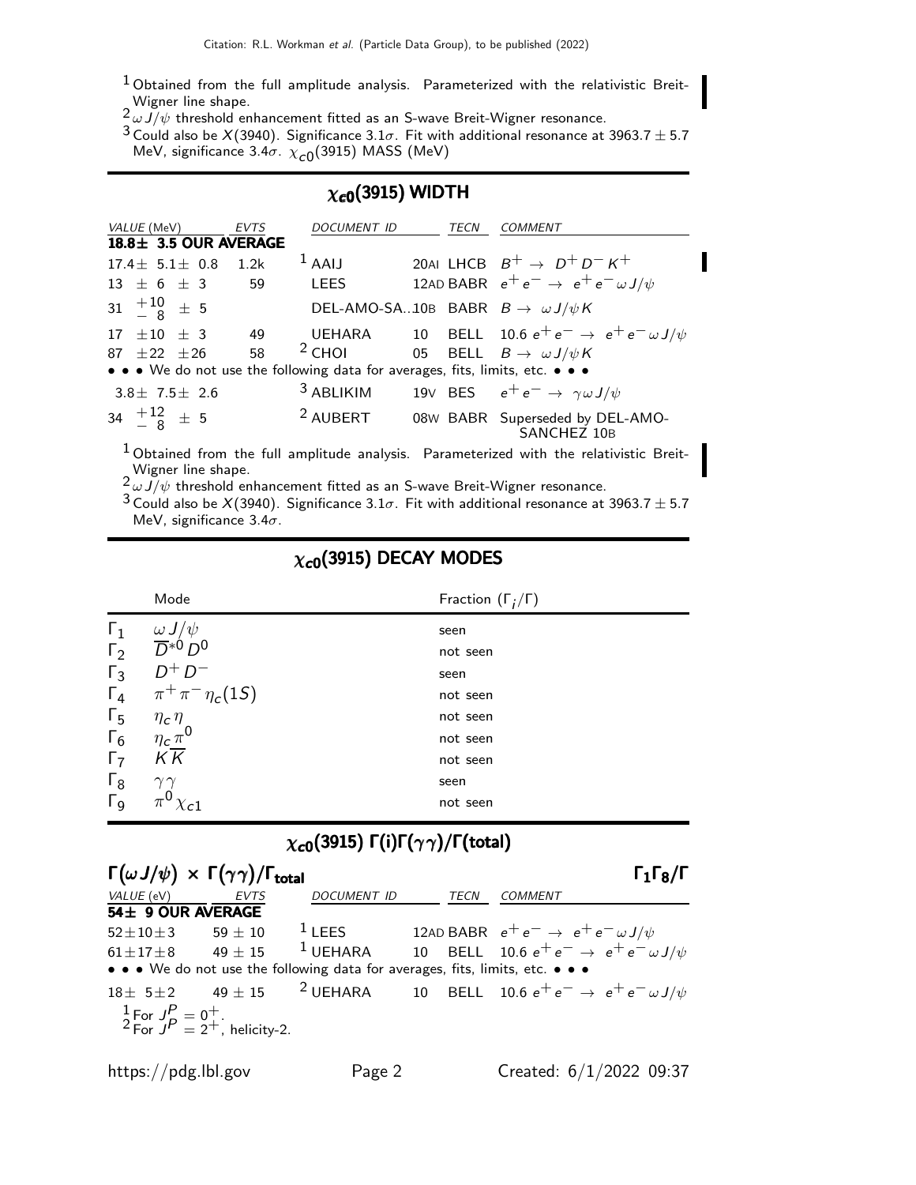[1] Obtained from the full amplitude analysis. Parameterized with the relativistic Breit-Wigner line shape.
[2] $\omega J/\psi$ threshold enhancement fitted as an S-wave Breit-Wigner resonance.
[3] Could also be $X(3940)$. Significance $3.1\sigma$. Fit with additional resonance at $3963.7 \pm 5.7$ MeV, significance $3.4\sigma$. $\chi_{c0}(3915)$ MASS (MeV)

## $\chi_{c0}(3915)$ WIDTH

| VALUE (MeV) | EVTS | DOCUMENT ID | | TECN | COMMENT |
|---|---|---|---|---|---|
| **18.8± 3.5 OUR AVERAGE** | | | | | |
| $17.4 \pm 5.1 \pm 0.8$ | 1.2k | [1] AAIJ | 20AI | LHCB | $B^+ \to D^+ D^- K^+$ |
| $13 \pm 6 \pm 3$ | 59 | LEES | 12AD | BABR | $e^+ e^- \to e^+ e^- \omega J/\psi$ |
| $31 \, ^{+10}_{-8} \pm 5$ | | DEL-AMO-SA... | 10B | BABR | $B \to \omega J/\psi K$ |
| $17 \pm 10 \pm 3$ | 49 | UEHARA | 10 | BELL | $10.6 \; e^+ e^- \to e^+ e^- \omega J/\psi$ |
| $87 \pm 22 \pm 26$ | 58 | [2] CHOI | 05 | BELL | $B \to \omega J/\psi K$ |
| • • • We do not use the following data for averages, fits, limits, etc. • • • | | | | | |
| $3.8 \pm 7.5 \pm 2.6$ | | [3] ABLIKIM | 19V | BES | $e^+ e^- \to \gamma \omega J/\psi$ |
| $34 \, ^{+12}_{-8} \pm 5$ | | [2] AUBERT | 08W | BABR | Superseded by DEL-AMO-SANCHEZ 10B |

[1] Obtained from the full amplitude analysis. Parameterized with the relativistic Breit-Wigner line shape.
[2] $\omega J/\psi$ threshold enhancement fitted as an S-wave Breit-Wigner resonance.
[3] Could also be $X(3940)$. Significance $3.1\sigma$. Fit with additional resonance at $3963.7 \pm 5.7$ MeV, significance $3.4\sigma$.

## $\chi_{c0}(3915)$ DECAY MODES

| | Mode | Fraction $(\Gamma_i/\Gamma)$ |
|---|---|---|
| $\Gamma_1$ | $\omega J/\psi$ | seen |
| $\Gamma_2$ | $\overline{D}^{*0} D^0$ | not seen |
| $\Gamma_3$ | $D^+ D^-$ | seen |
| $\Gamma_4$ | $\pi^+ \pi^- \eta_c(1S)$ | not seen |
| $\Gamma_5$ | $\eta_c \eta$ | not seen |
| $\Gamma_6$ | $\eta_c \pi^0$ | not seen |
| $\Gamma_7$ | $K \overline{K}$ | not seen |
| $\Gamma_8$ | $\gamma\gamma$ | seen |
| $\Gamma_9$ | $\pi^0 \chi_{c1}$ | not seen |

## $\chi_{c0}(3915)$ $\Gamma(i)\Gamma(\gamma\gamma)/\Gamma(\text{total})$

### $\Gamma(\omega J/\psi) \times \Gamma(\gamma\gamma)/\Gamma_{\text{total}}$ — $\Gamma_1\Gamma_8/\Gamma$

| VALUE (eV) | EVTS | DOCUMENT ID | | TECN | COMMENT |
|---|---|---|---|---|---|
| **54± 9 OUR AVERAGE** | | | | | |
| $52 \pm 10 \pm 3$ | $59 \pm 10$ | [1] LEES | 12AD | BABR | $e^+ e^- \to e^+ e^- \omega J/\psi$ |
| $61 \pm 17 \pm 8$ | $49 \pm 15$ | [1] UEHARA | 10 | BELL | $10.6 \; e^+ e^- \to e^+ e^- \omega J/\psi$ |
| • • • We do not use the following data for averages, fits, limits, etc. • • • | | | | | |
| $18 \pm 5 \pm 2$ | $49 \pm 15$ | [2] UEHARA | 10 | BELL | $10.6 \; e^+ e^- \to e^+ e^- \omega J/\psi$ |

[1] For $J^P = 0^+$.
[2] For $J^P = 2^+$, helicity-2.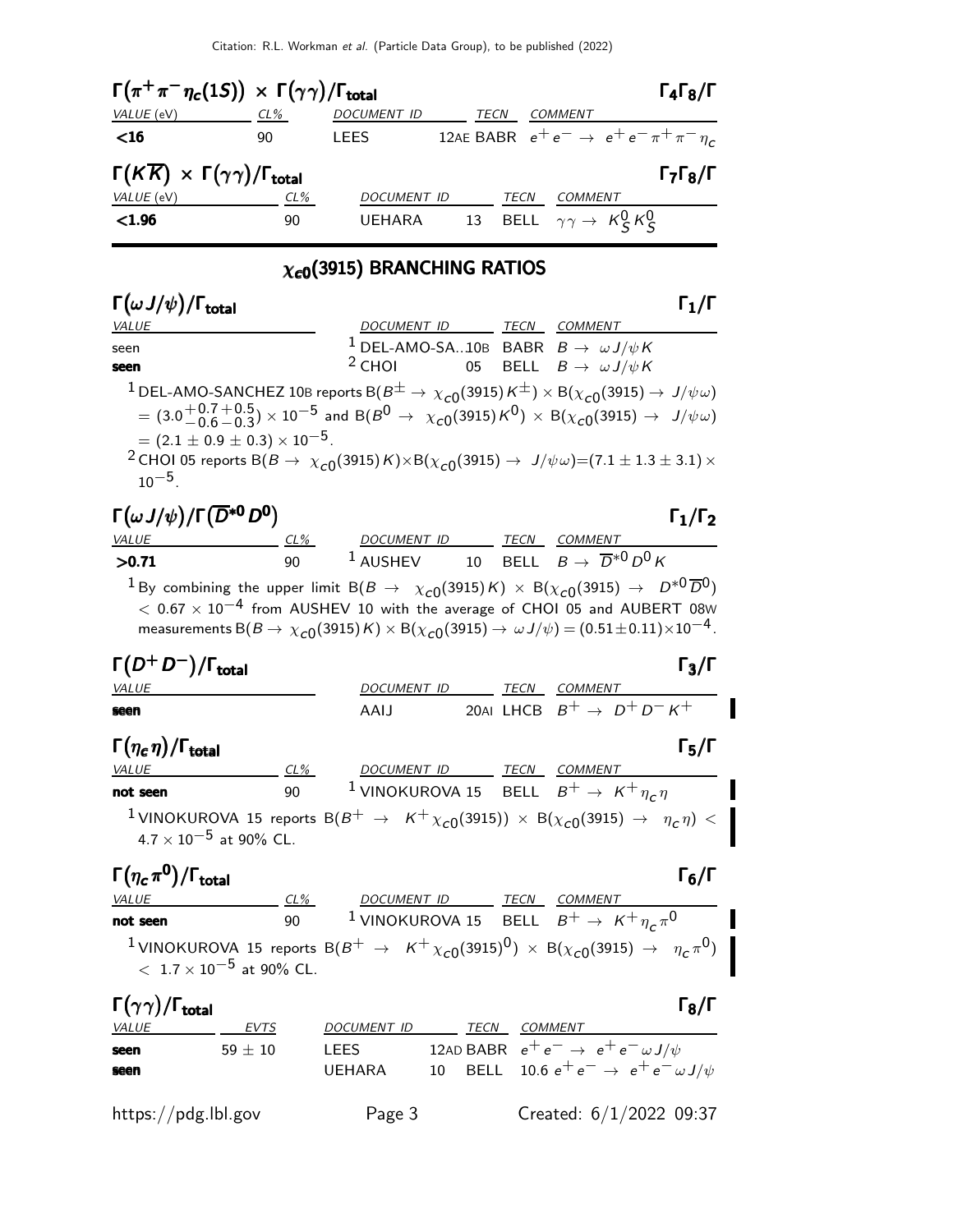### $\Gamma(\pi^+\pi^-\eta_c(1S)) \times \Gamma(\gamma\gamma)/\Gamma_{\rm total}$ — $\Gamma_4\Gamma_8/\Gamma$

| VALUE (eV) | CL% | DOCUMENT ID | | TECN | COMMENT |
|---|---|---|---|---|---|
| **<16** | 90 | LEES | 12AE | BABR | $e^+e^- \to e^+e^-\pi^+\pi^-\eta_c$ |

### $\Gamma(K\overline{K}) \times \Gamma(\gamma\gamma)/\Gamma_{\rm total}$ — $\Gamma_7\Gamma_8/\Gamma$

| VALUE (eV) | CL% | DOCUMENT ID | | TECN | COMMENT |
|---|---|---|---|---|---|
| **<1.96** | 90 | UEHARA | 13 | BELL | $\gamma\gamma \to K^0_S K^0_S$ |

## $\chi_{c0}(3915)$ BRANCHING RATIOS

### $\Gamma(\omega J/\psi)/\Gamma_{\rm total}$ — $\Gamma_1/\Gamma$

| VALUE | DOCUMENT ID | | TECN | COMMENT |
|---|---|---|---|---|
| seen | [1] DEL-AMO-SA... | 10B | BABR | $B \to \omega J/\psi K$ |
| **seen** | [2] CHOI | 05 | BELL | $B \to \omega J/\psi K$ |

[1] DEL-AMO-SANCHEZ 10B reports $B(B^\pm \to \chi_{c0}(3915)K^\pm) \times B(\chi_{c0}(3915) \to J/\psi\omega) = (3.0^{+0.7}_{-0.6}{}^{+0.5}_{-0.3}) \times 10^{-5}$ and $B(B^0 \to \chi_{c0}(3915)K^0) \times B(\chi_{c0}(3915) \to J/\psi\omega) = (2.1 \pm 0.9 \pm 0.3) \times 10^{-5}$.

[2] CHOI 05 reports $B(B \to \chi_{c0}(3915)K) \times B(\chi_{c0}(3915) \to J/\psi\omega) = (7.1 \pm 1.3 \pm 3.1) \times 10^{-5}$.

### $\Gamma(\omega J/\psi)/\Gamma(\overline{D}^{*0}D^0)$ — $\Gamma_1/\Gamma_2$

| VALUE | CL% | DOCUMENT ID | | TECN | COMMENT |
|---|---|---|---|---|---|
| **>0.71** | 90 | [1] AUSHEV | 10 | BELL | $B \to \overline{D}^{*0}D^0K$ |

[1] By combining the upper limit $B(B \to \chi_{c0}(3915)K) \times B(\chi_{c0}(3915) \to D^{*0}\overline{D}^0) < 0.67 \times 10^{-4}$ from AUSHEV 10 with the average of CHOI 05 and AUBERT 08W measurements $B(B \to \chi_{c0}(3915)K) \times B(\chi_{c0}(3915) \to \omega J/\psi) = (0.51 \pm 0.11) \times 10^{-4}$.

### $\Gamma(D^+D^-)/\Gamma_{\rm total}$ — $\Gamma_3/\Gamma$

| VALUE | DOCUMENT ID | | TECN | COMMENT |
|---|---|---|---|---|
| **seen** | AAIJ | 20AI | LHCB | $B^+ \to D^+D^-K^+$ |

### $\Gamma(\eta_c\eta)/\Gamma_{\rm total}$ — $\Gamma_5/\Gamma$

| VALUE | CL% | DOCUMENT ID | | TECN | COMMENT |
|---|---|---|---|---|---|
| **not seen** | 90 | [1] VINOKUROVA | 15 | BELL | $B^+ \to K^+\eta_c\eta$ |

[1] VINOKUROVA 15 reports $B(B^+ \to K^+\chi_{c0}(3915)) \times B(\chi_{c0}(3915) \to \eta_c\eta) < 4.7 \times 10^{-5}$ at 90% CL.

### $\Gamma(\eta_c\pi^0)/\Gamma_{\rm total}$ — $\Gamma_6/\Gamma$

| VALUE | CL% | DOCUMENT ID | | TECN | COMMENT |
|---|---|---|---|---|---|
| **not seen** | 90 | [1] VINOKUROVA | 15 | BELL | $B^+ \to K^+\eta_c\pi^0$ |

[1] VINOKUROVA 15 reports $B(B^+ \to K^+\chi_{c0}(3915)^0) \times B(\chi_{c0}(3915) \to \eta_c\pi^0) < 1.7 \times 10^{-5}$ at 90% CL.

### $\Gamma(\gamma\gamma)/\Gamma_{\rm total}$ — $\Gamma_8/\Gamma$

| VALUE | EVTS | DOCUMENT ID | | TECN | COMMENT |
|---|---|---|---|---|---|
| **seen** | $59 \pm 10$ | LEES | 12AD | BABR | $e^+e^- \to e^+e^-\omega J/\psi$ |
| **seen** | | UEHARA | 10 | BELL | 10.6 $e^+e^- \to e^+e^-\omega J/\psi$ |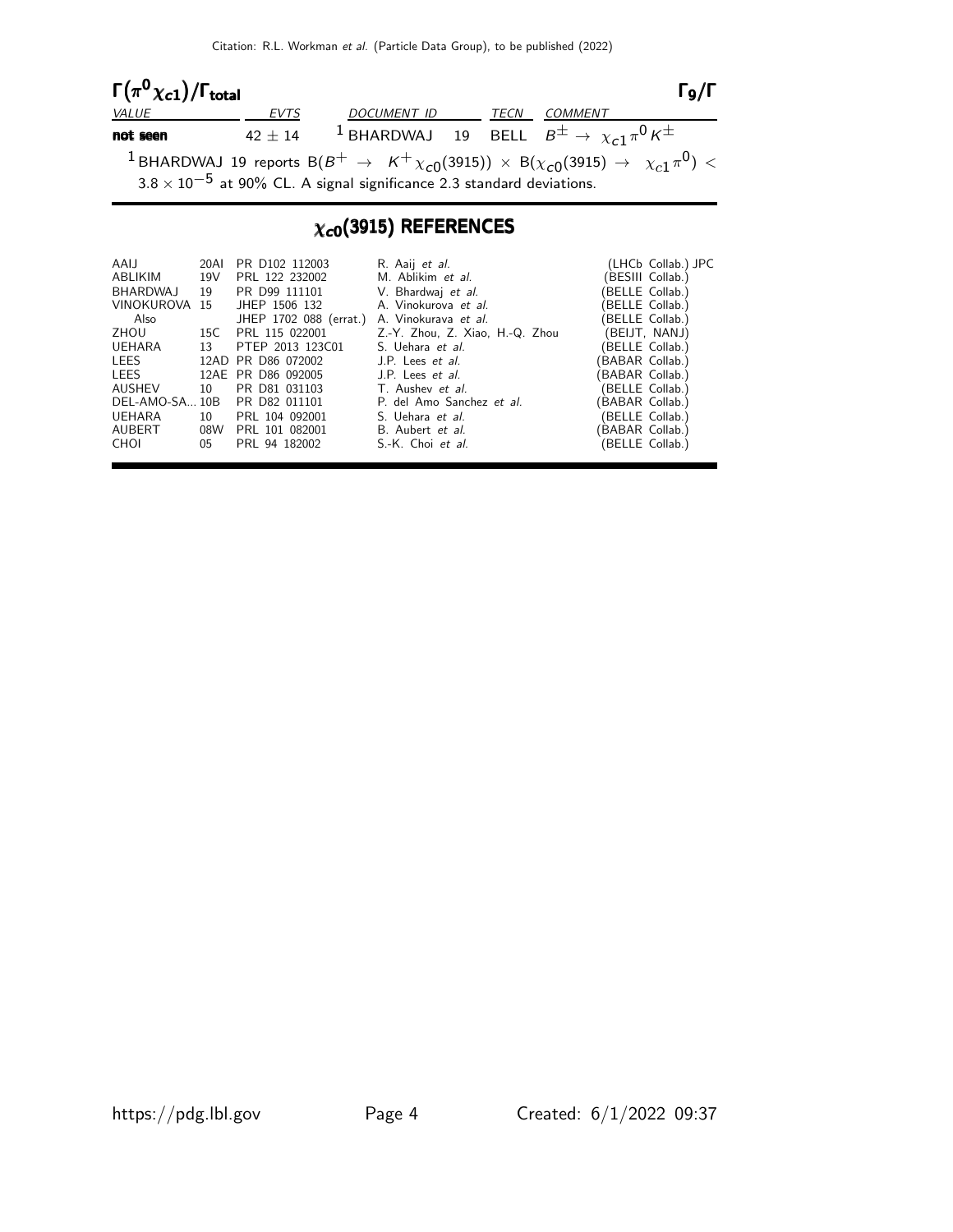### $\Gamma(\pi^0 \chi_{c1})/\Gamma_{\text{total}}$ $\Gamma_9/\Gamma$

| *VALUE* | *EVTS* | *DOCUMENT ID* | | *TECN* | *COMMENT* |
|---|---|---|---|---|---|
| **not seen** | $42 \pm 14$ | [1] BHARDWAJ | 19 | BELL | $B^{\pm} \to \chi_{c1} \pi^0 K^{\pm}$ |

[1] BHARDWAJ 19 reports $B(B^+ \to K^+ \chi_{c0}(3915)) \times B(\chi_{c0}(3915) \to \chi_{c1} \pi^0) < 3.8 \times 10^{-5}$ at 90% CL. A signal significance 2.3 standard deviations.

## $\chi_{c0}(3915)$ REFERENCES

| | | | | |
|---|---|---|---|---|
| AAIJ | 20AI | PR D102 112003 | R. Aaij *et al.* | (LHCb Collab.) JPC |
| ABLIKIM | 19V | PRL 122 232002 | M. Ablikim *et al.* | (BESIII Collab.) |
| BHARDWAJ | 19 | PR D99 111101 | V. Bhardwaj *et al.* | (BELLE Collab.) |
| VINOKUROVA | 15 | JHEP 1506 132 | A. Vinokurova *et al.* | (BELLE Collab.) |
| Also | | JHEP 1702 088 (errat.) | A. Vinokurava *et al.* | (BELLE Collab.) |
| ZHOU | 15C | PRL 115 022001 | Z.-Y. Zhou, Z. Xiao, H.-Q. Zhou | (BEIJT, NANJ) |
| UEHARA | 13 | PTEP 2013 123C01 | S. Uehara *et al.* | (BELLE Collab.) |
| LEES | 12AD | PR D86 072002 | J.P. Lees *et al.* | (BABAR Collab.) |
| LEES | 12AE | PR D86 092005 | J.P. Lees *et al.* | (BABAR Collab.) |
| AUSHEV | 10 | PR D81 031103 | T. Aushev *et al.* | (BELLE Collab.) |
| DEL-AMO-SA... | 10B | PR D82 011101 | P. del Amo Sanchez *et al.* | (BABAR Collab.) |
| UEHARA | 10 | PRL 104 092001 | S. Uehara *et al.* | (BELLE Collab.) |
| AUBERT | 08W | PRL 101 082001 | B. Aubert *et al.* | (BABAR Collab.) |
| CHOI | 05 | PRL 94 182002 | S.-K. Choi *et al.* | (BELLE Collab.) |